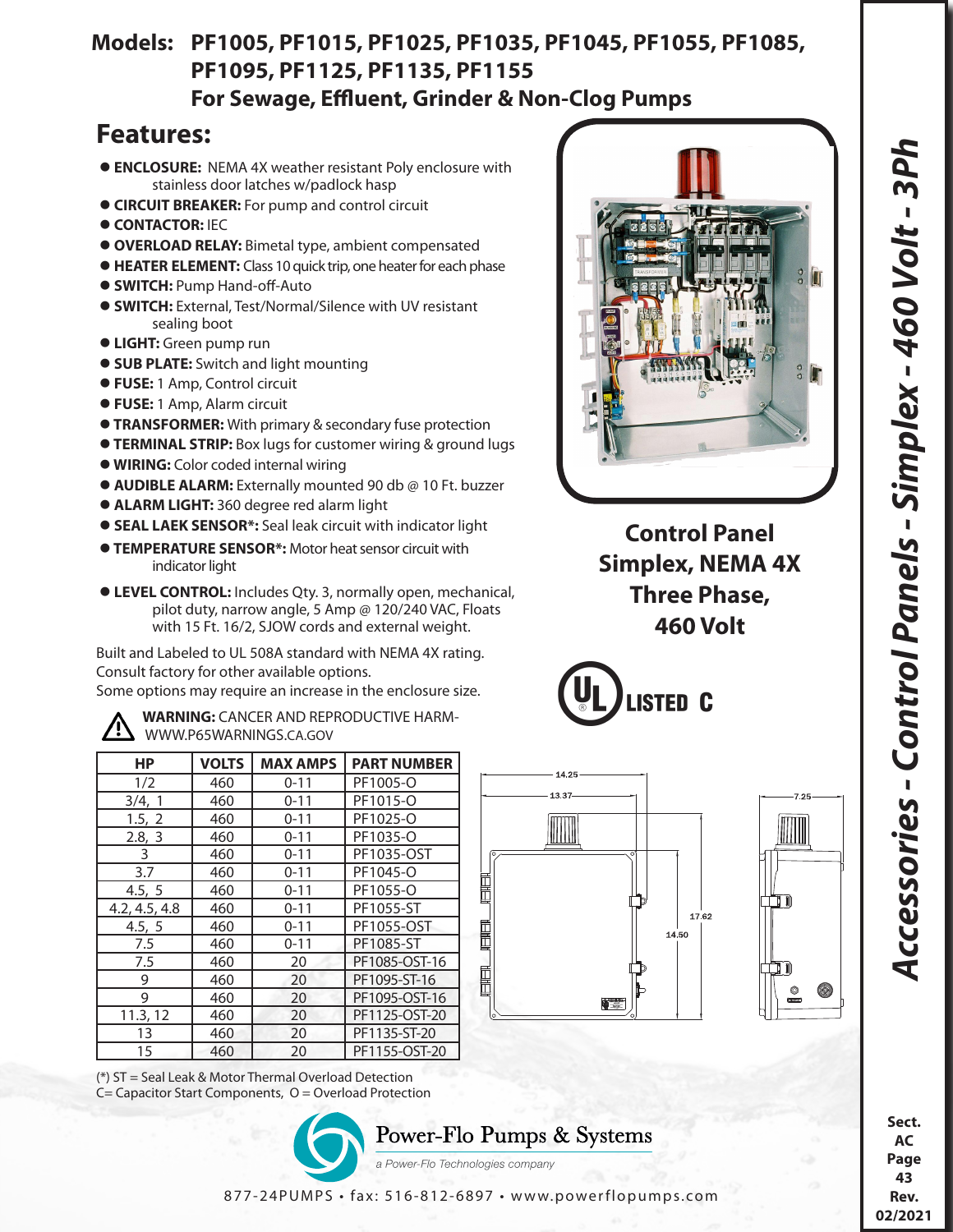# Models: PF1005, PF1015, PF1025, PF1035, PF1045, PF1055, PF1085, PF1095, PF1125, PF1135, PF1155

## For Sewage, Effluent, Grinder & Non-Clog Pumps

## Features:

- **ENCLOSURE:** NEMA 4X weather resistant Poly enclosure with stainless door latches w/padlock hasp
- **CIRCUIT BREAKER:** For pump and control circuit
- **CONTACTOR:** IEC
- **OVERLOAD RELAY:** Bimetal type, ambient compensated
- **HEATER ELEMENT:** Class 10 quick trip, one heater for each phase
- **SWITCH:** Pump Hand-off-Auto
- **SWITCH:** External, Test/Normal/Silence with UV resistant sealing boot
- **LIGHT:** Green pump run
- **SUB PLATE:** Switch and light mounting
- **FUSE:** 1 Amp, Control circuit
- **FUSE:** 1 Amp, Alarm circuit
- **TRANSFORMER:** With primary & secondary fuse protection
- **TERMINAL STRIP:** Box lugs for customer wiring & ground lugs
- **WIRING:** Color coded internal wiring
- **AUDIBLE ALARM:** Externally mounted 90 db @ 10 Ft. buzzer
- **ALARM LIGHT:** 360 degree red alarm light
- **SEAL LAEK SENSOR*:** Seal leak circuit with indicator light
- **TEMPERATURE SENSOR*:** Motor heat sensor circuit with indicator light
- **LEVEL CONTROL:** Includes Qty. 3, normally open, mechanical, pilot duty, narrow angle, 5 Amp @ 120/240 VAC, Floats with 15 Ft. 16/2, SJOW cords and external weight.

Built and Labeled to UL 508A standard with NEMA 4X rating.
Consult factory for other available options.
Some options may require an increase in the enclosure size.

**WARNING:** CANCER AND REPRODUCTIVE HARM- WWW.P65WARNINGS.CA.GOV

**Control Panel Simplex, NEMA 4X Three Phase, 460 Volt**

UL LISTED C

| HP | VOLTS | MAX AMPS | PART NUMBER |
|---|---|---|---|
| 1/2 | 460 | 0-11 | PF1005-O |
| 3/4, 1 | 460 | 0-11 | PF1015-O |
| 1.5, 2 | 460 | 0-11 | PF1025-O |
| 2.8, 3 | 460 | 0-11 | PF1035-O |
| 3 | 460 | 0-11 | PF1035-OST |
| 3.7 | 460 | 0-11 | PF1045-O |
| 4.5, 5 | 460 | 0-11 | PF1055-O |
| 4.2, 4.5, 4.8 | 460 | 0-11 | PF1055-ST |
| 4.5, 5 | 460 | 0-11 | PF1055-OST |
| 7.5 | 460 | 0-11 | PF1085-ST |
| 7.5 | 460 | 20 | PF1085-OST-16 |
| 9 | 460 | 20 | PF1095-ST-16 |
| 9 | 460 | 20 | PF1095-OST-16 |
| 11.3, 12 | 460 | 20 | PF1125-OST-20 |
| 13 | 460 | 20 | PF1135-ST-20 |
| 15 | 460 | 20 | PF1155-OST-20 |

(*) ST = Seal Leak & Motor Thermal Overload Detection
C= Capacitor Start Components, O = Overload Protection

14.25
13.37
7.25
17.62
14.50

Power-Flo Pumps & Systems
*a Power-Flo Technologies company*

877-24PUMPS • fax: 516-812-6897 • www.powerflopumps.com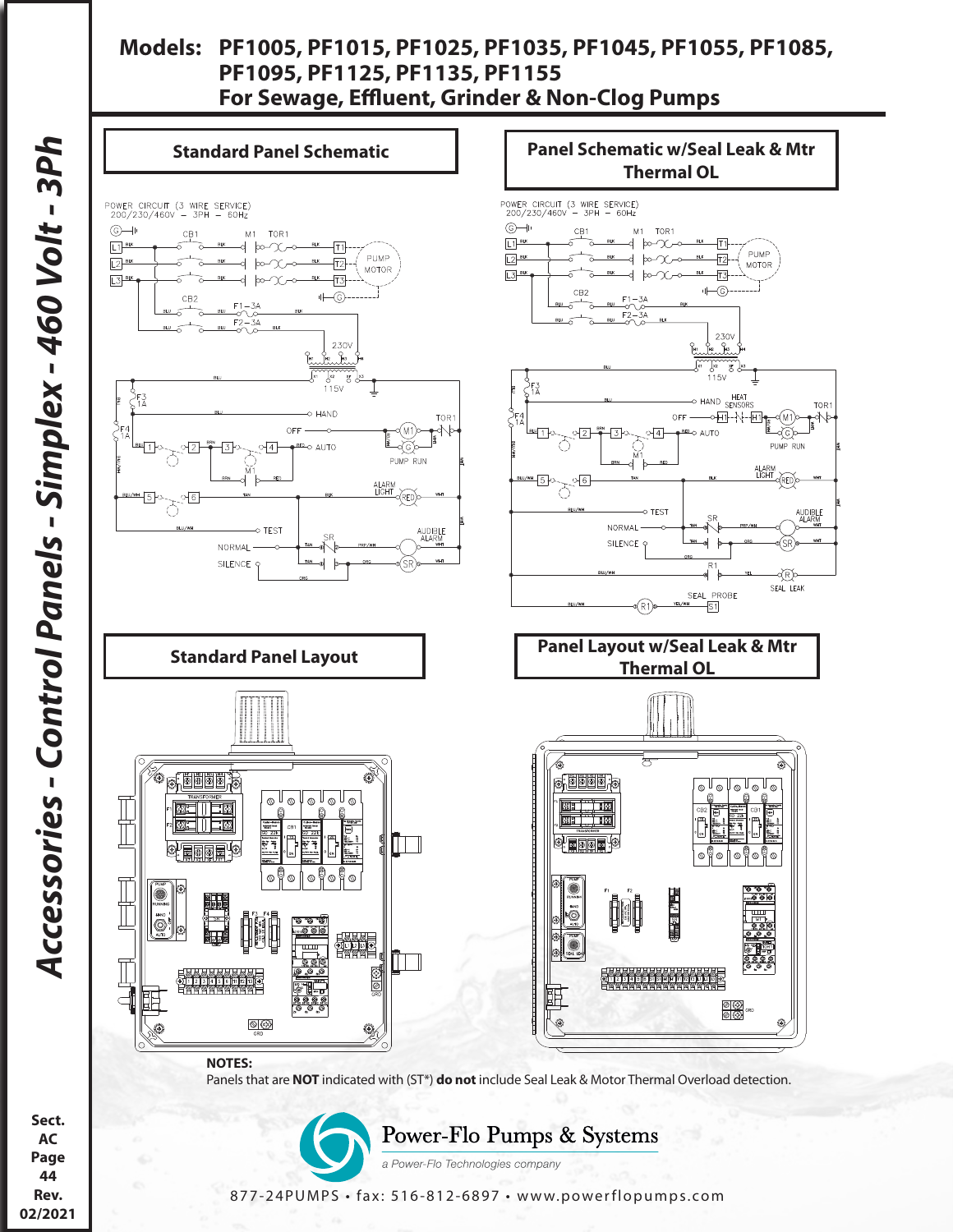# Models: PF1005, PF1015, PF1025, PF1035, PF1045, PF1055, PF1085, PF1095, PF1125, PF1135, PF1155
## For Sewage, Effluent, Grinder & Non-Clog Pumps

### Standard Panel Schematic

POWER CIRCUIT (3 WIRE SERVICE)
200/230/460V – 3PH – 60Hz

### Panel Schematic w/Seal Leak & Mtr Thermal OL

POWER CIRCUIT (3 WIRE SERVICE)
200/230/460V – 3PH – 60Hz

### Standard Panel Layout

### Panel Layout w/Seal Leak & Mtr Thermal OL

**NOTES:**
Panels that are **NOT** indicated with (ST*) **do not** include Seal Leak & Motor Thermal Overload detection.

Power-Flo Pumps & Systems
a Power-Flo Technologies company

877-24PUMPS • fax: 516-812-6897 • www.powerflopumps.com

*Accessories - Control Panels - Simplex - 460 Volt - 3Ph*

Sect. AC Page 44 Rev. 02/2021